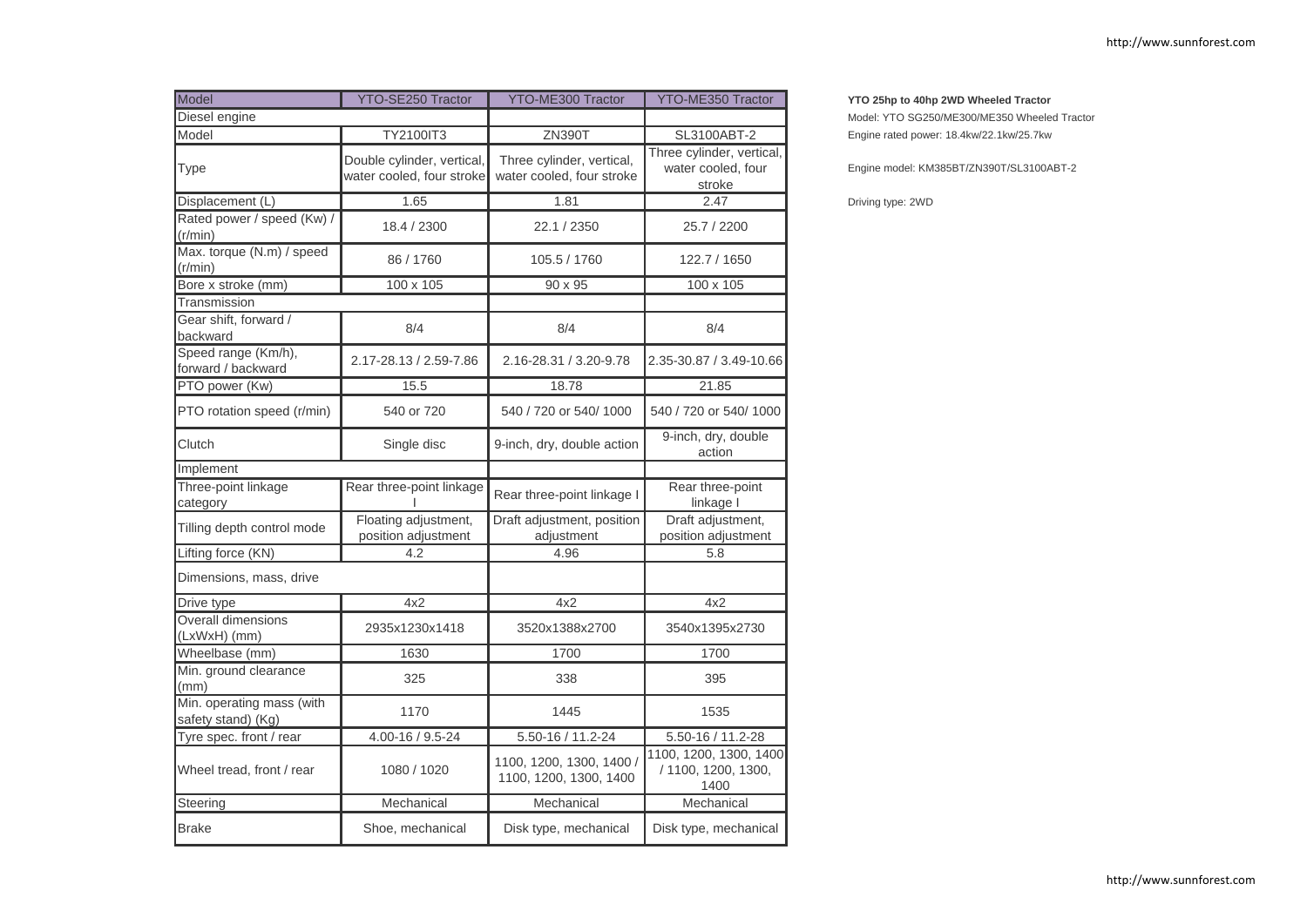| Model | YTO-SE250 Tractor | YTO-ME300 Tractor | YTO-ME350 Tractor |
| --- | --- | --- | --- |
| Diesel engine | | | |
| Model | TY2100IT3 | ZN390T | SL3100ABT-2 |
| Type | Double cylinder, vertical, water cooled, four stroke | Three cylinder, vertical, water cooled, four stroke | Three cylinder, vertical, water cooled, four stroke |
| Displacement (L) | 1.65 | 1.81 | 2.47 |
| Rated power / speed (Kw) / (r/min) | 18.4 / 2300 | 22.1 / 2350 | 25.7 / 2200 |
| Max. torque (N.m) / speed (r/min) | 86 / 1760 | 105.5 / 1760 | 122.7 / 1650 |
| Bore x stroke (mm) | 100 x 105 | 90 x 95 | 100 x 105 |
| Transmission | | | |
| Gear shift, forward / backward | 8/4 | 8/4 | 8/4 |
| Speed range (Km/h), forward / backward | 2.17-28.13 / 2.59-7.86 | 2.16-28.31 / 3.20-9.78 | 2.35-30.87 / 3.49-10.66 |
| PTO power (Kw) | 15.5 | 18.78 | 21.85 |
| PTO rotation speed (r/min) | 540 or 720 | 540 / 720 or 540/ 1000 | 540 / 720 or 540/ 1000 |
| Clutch | Single disc | 9-inch, dry, double action | 9-inch, dry, double action |
| Implement | | | |
| Three-point linkage category | Rear three-point linkage I | Rear three-point linkage I | Rear three-point linkage I |
| Tilling depth control mode | Floating adjustment, position adjustment | Draft adjustment, position adjustment | Draft adjustment, position adjustment |
| Lifting force (KN) | 4.2 | 4.96 | 5.8 |
| Dimensions, mass, drive | | | |
| Drive type | 4x2 | 4x2 | 4x2 |
| Overall dimensions (LxWxH) (mm) | 2935x1230x1418 | 3520x1388x2700 | 3540x1395x2730 |
| Wheelbase (mm) | 1630 | 1700 | 1700 |
| Min. ground clearance (mm) | 325 | 338 | 395 |
| Min. operating mass (with safety stand) (Kg) | 1170 | 1445 | 1535 |
| Tyre spec. front / rear | 4.00-16 / 9.5-24 | 5.50-16 / 11.2-24 | 5.50-16 / 11.2-28 |
| Wheel tread, front / rear | 1080 / 1020 | 1100, 1200, 1300, 1400 / 1100, 1200, 1300, 1400 | 1100, 1200, 1300, 1400 / 1100, 1200, 1300, 1400 |
| Steering | Mechanical | Mechanical | Mechanical |
| Brake | Shoe, mechanical | Disk type, mechanical | Disk type, mechanical |

**YTO 25hp to 40hp 2WD Wheeled Tractor**

Model: YTO SG250/ME300/ME350 Wheeled Tractor

Engine rated power: 18.4kw/22.1kw/25.7kw

Engine model: KM385BT/ZN390T/SL3100ABT-2

Driving type: 2WD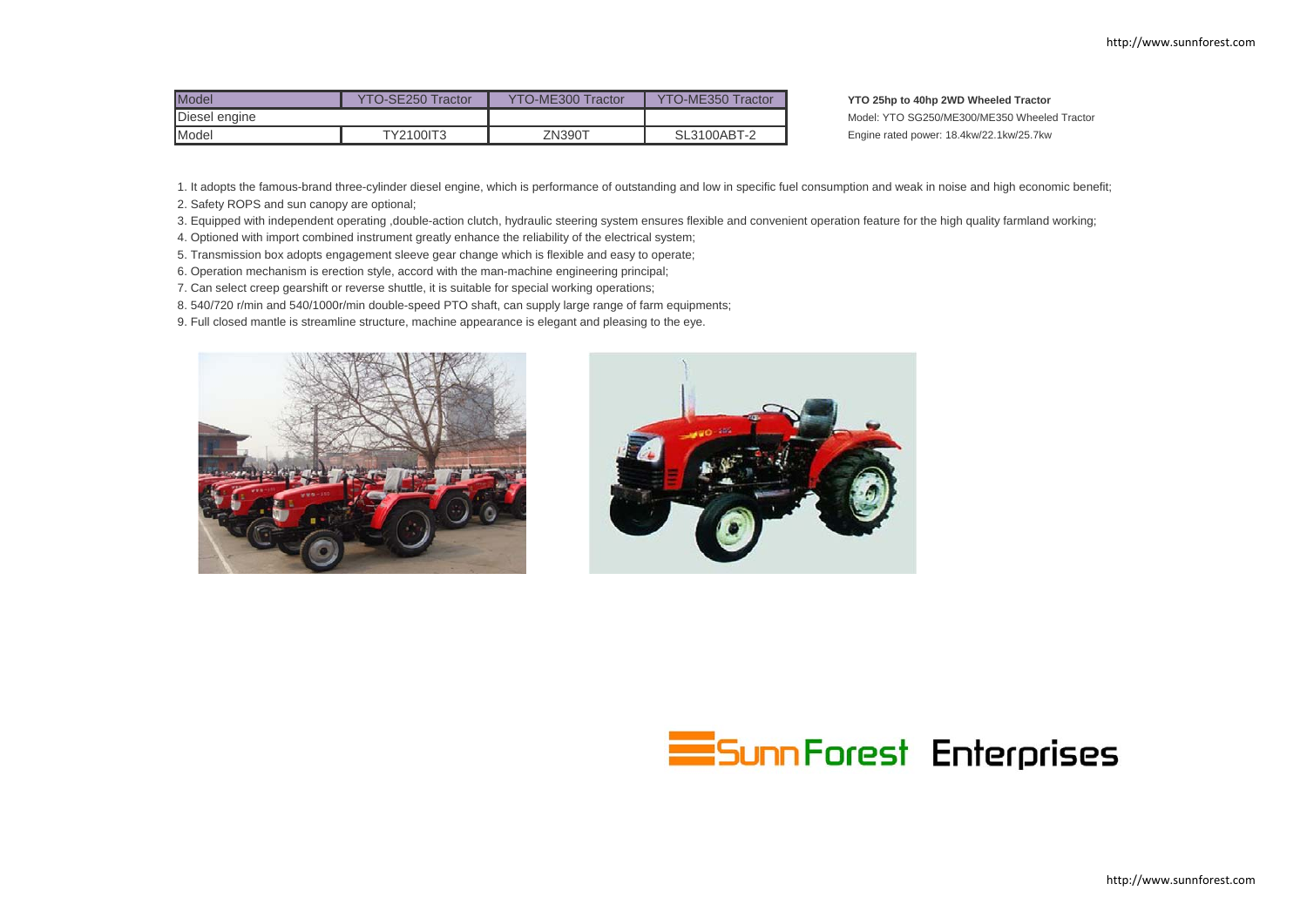| Model | YTO-SE250 Tractor | YTO-ME300 Tractor | YTO-ME350 Tractor |
| --- | --- | --- | --- |
| Diesel engine | | | |
| Model | TY2100IT3 | ZN390T | SL3100ABT-2 |

**YTO 25hp to 40hp 2WD Wheeled Tractor**

Model: YTO SG250/ME300/ME350 Wheeled Tractor

Engine rated power: 18.4kw/22.1kw/25.7kw

1. It adopts the famous-brand three-cylinder diesel engine, which is performance of outstanding and low in specific fuel consumption and weak in noise and high economic benefit;
2. Safety ROPS and sun canopy are optional;
3. Equipped with independent operating ,double-action clutch, hydraulic steering system ensures flexible and convenient operation feature for the high quality farmland working;
4. Optioned with import combined instrument greatly enhance the reliability of the electrical system;
5. Transmission box adopts engagement sleeve gear change which is flexible and easy to operate;
6. Operation mechanism is erection style, accord with the man-machine engineering principal;
7. Can select creep gearshift or reverse shuttle, it is suitable for special working operations;
8. 540/720 r/min and 540/1000r/min double-speed PTO shaft, can supply large range of farm equipments;
9. Full closed mantle is streamline structure, machine appearance is elegant and pleasing to the eye.

SunnForest Enterprises